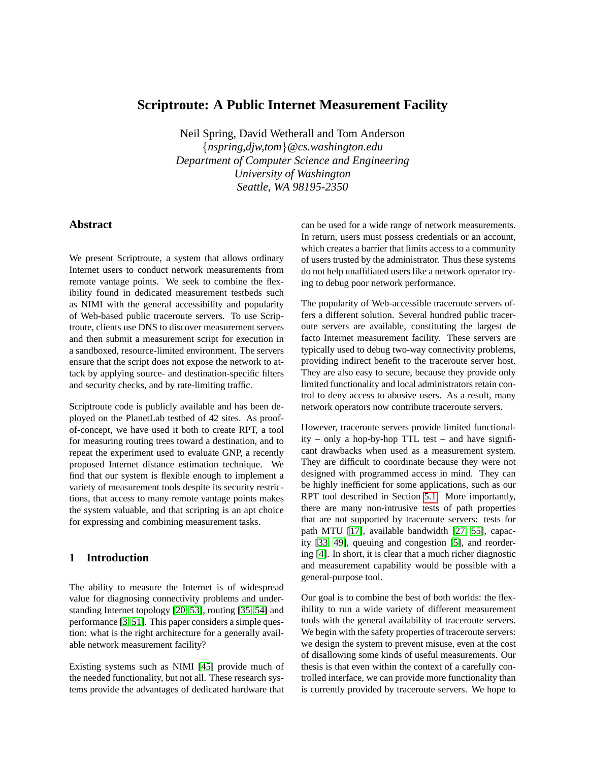# Scriptroute: A Public Internet Measurement Facility

Neil Spring, David Wetherall and Tom Anderson
*{nspring,djw,tom}@cs.washington.edu*
*Department of Computer Science and Engineering*
*University of Washington*
*Seattle, WA 98195-2350*

## Abstract

We present Scriptroute, a system that allows ordinary Internet users to conduct network measurements from remote vantage points. We seek to combine the flexibility found in dedicated measurement testbeds such as NIMI with the general accessibility and popularity of Web-based public traceroute servers. To use Scriptroute, clients use DNS to discover measurement servers and then submit a measurement script for execution in a sandboxed, resource-limited environment. The servers ensure that the script does not expose the network to attack by applying source- and destination-specific filters and security checks, and by rate-limiting traffic.

Scriptroute code is publicly available and has been deployed on the PlanetLab testbed of 42 sites. As proof-of-concept, we have used it both to create RPT, a tool for measuring routing trees toward a destination, and to repeat the experiment used to evaluate GNP, a recently proposed Internet distance estimation technique. We find that our system is flexible enough to implement a variety of measurement tools despite its security restrictions, that access to many remote vantage points makes the system valuable, and that scripting is an apt choice for expressing and combining measurement tasks.

## 1 Introduction

The ability to measure the Internet is of widespread value for diagnosing connectivity problems and understanding Internet topology [20, 53], routing [35, 54] and performance [3, 51]. This paper considers a simple question: what is the right architecture for a generally available network measurement facility?

Existing systems such as NIMI [45] provide much of the needed functionality, but not all. These research systems provide the advantages of dedicated hardware that can be used for a wide range of network measurements. In return, users must possess credentials or an account, which creates a barrier that limits access to a community of users trusted by the administrator. Thus these systems do not help unaffiliated users like a network operator trying to debug poor network performance.

The popularity of Web-accessible traceroute servers offers a different solution. Several hundred public traceroute servers are available, constituting the largest de facto Internet measurement facility. These servers are typically used to debug two-way connectivity problems, providing indirect benefit to the traceroute server host. They are also easy to secure, because they provide only limited functionality and local administrators retain control to deny access to abusive users. As a result, many network operators now contribute traceroute servers.

However, traceroute servers provide limited functionality – only a hop-by-hop TTL test – and have significant drawbacks when used as a measurement system. They are difficult to coordinate because they were not designed with programmed access in mind. They can be highly inefficient for some applications, such as our RPT tool described in Section 5.1. More importantly, there are many non-intrusive tests of path properties that are not supported by traceroute servers: tests for path MTU [17], available bandwidth [27, 55], capacity [33, 49], queuing and congestion [5], and reordering [4]. In short, it is clear that a much richer diagnostic and measurement capability would be possible with a general-purpose tool.

Our goal is to combine the best of both worlds: the flexibility to run a wide variety of different measurement tools with the general availability of traceroute servers. We begin with the safety properties of traceroute servers: we design the system to prevent misuse, even at the cost of disallowing some kinds of useful measurements. Our thesis is that even within the context of a carefully controlled interface, we can provide more functionality than is currently provided by traceroute servers. We hope to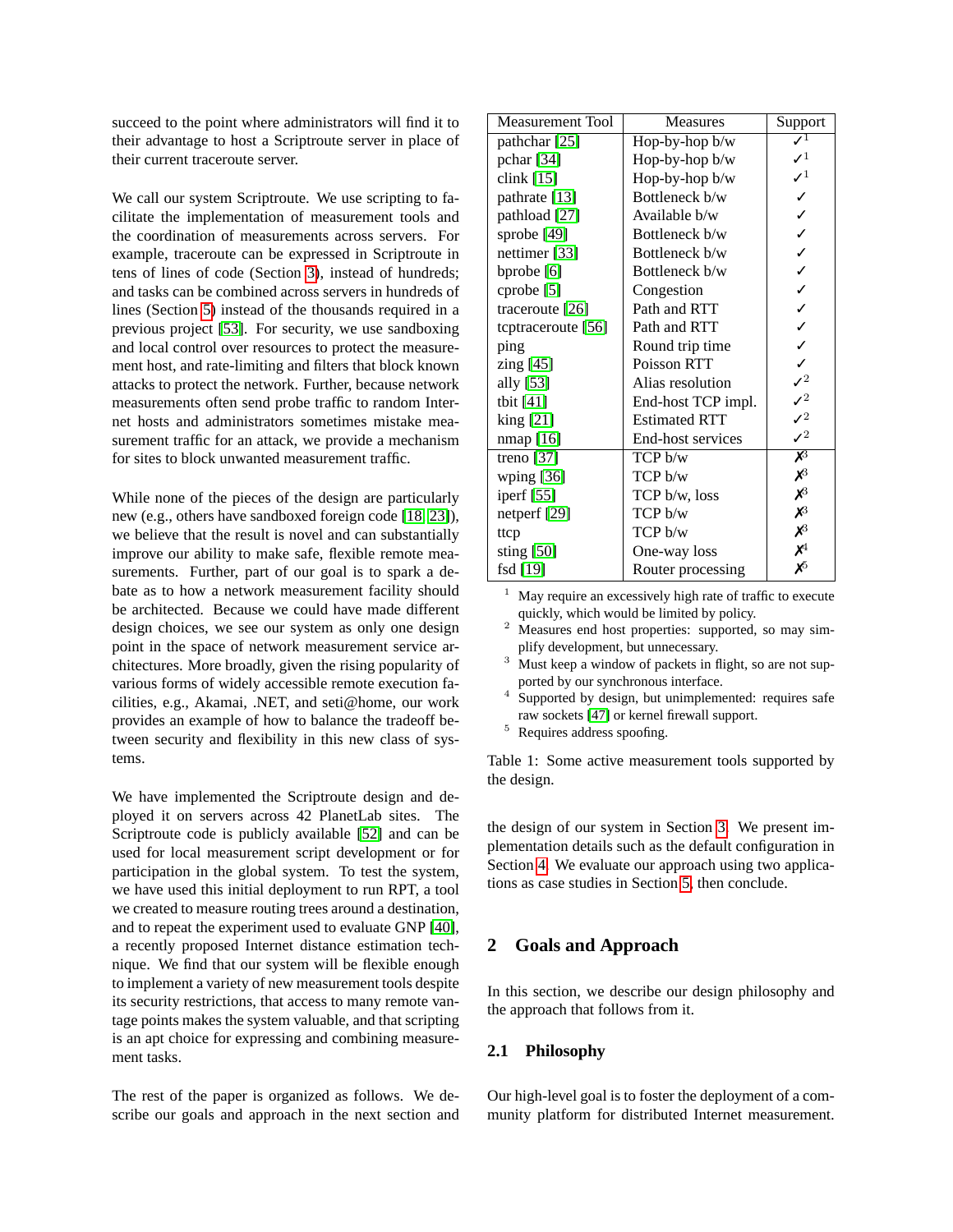succeed to the point where administrators will find it to their advantage to host a Scriptroute server in place of their current traceroute server.

We call our system Scriptroute. We use scripting to facilitate the implementation of measurement tools and the coordination of measurements across servers. For example, traceroute can be expressed in Scriptroute in tens of lines of code (Section 3), instead of hundreds; and tasks can be combined across servers in hundreds of lines (Section 5) instead of the thousands required in a previous project [53]. For security, we use sandboxing and local control over resources to protect the measurement host, and rate-limiting and filters that block known attacks to protect the network. Further, because network measurements often send probe traffic to random Internet hosts and administrators sometimes mistake measurement traffic for an attack, we provide a mechanism for sites to block unwanted measurement traffic.

While none of the pieces of the design are particularly new (e.g., others have sandboxed foreign code [18, 23]), we believe that the result is novel and can substantially improve our ability to make safe, flexible remote measurements. Further, part of our goal is to spark a debate as to how a network measurement facility should be architected. Because we could have made different design choices, we see our system as only one design point in the space of network measurement service architectures. More broadly, given the rising popularity of various forms of widely accessible remote execution facilities, e.g., Akamai, .NET, and seti@home, our work provides an example of how to balance the tradeoff between security and flexibility in this new class of systems.

We have implemented the Scriptroute design and deployed it on servers across 42 PlanetLab sites. The Scriptroute code is publicly available [52] and can be used for local measurement script development or for participation in the global system. To test the system, we have used this initial deployment to run RPT, a tool we created to measure routing trees around a destination, and to repeat the experiment used to evaluate GNP [40], a recently proposed Internet distance estimation technique. We find that our system will be flexible enough to implement a variety of new measurement tools despite its security restrictions, that access to many remote vantage points makes the system valuable, and that scripting is an apt choice for expressing and combining measurement tasks.

The rest of the paper is organized as follows. We describe our goals and approach in the next section and the design of our system in Section 3. We present implementation details such as the default configuration in Section 4. We evaluate our approach using two applications as case studies in Section 5, then conclude.

| Measurement Tool | Measures | Support |
|---|---|---|
| pathchar [25] | Hop-by-hop b/w | ✓[1] |
| pchar [34] | Hop-by-hop b/w | ✓[1] |
| clink [15] | Hop-by-hop b/w | ✓[1] |
| pathrate [13] | Bottleneck b/w | ✓ |
| pathload [27] | Available b/w | ✓ |
| sprobe [49] | Bottleneck b/w | ✓ |
| nettimer [33] | Bottleneck b/w | ✓ |
| bprobe [6] | Bottleneck b/w | ✓ |
| cprobe [5] | Congestion | ✓ |
| traceroute [26] | Path and RTT | ✓ |
| tcptraceroute [56] | Path and RTT | ✓ |
| ping | Round trip time | ✓ |
| zing [45] | Poisson RTT | ✓ |
| ally [53] | Alias resolution | ✓[2] |
| tbit [41] | End-host TCP impl. | ✓[2] |
| king [21] | Estimated RTT | ✓[2] |
| nmap [16] | End-host services | ✓[2] |
| treno [37] | TCP b/w | ✗[3] |
| wping [36] | TCP b/w | ✗[3] |
| iperf [55] | TCP b/w, loss | ✗[3] |
| netperf [29] | TCP b/w | ✗[3] |
| ttcp | TCP b/w | ✗[3] |
| sting [50] | One-way loss | ✗[4] |
| fsd [19] | Router processing | ✗[5] |

[1] May require an excessively high rate of traffic to execute quickly, which would be limited by policy.
[2] Measures end host properties: supported, so may simplify development, but unnecessary.
[3] Must keep a window of packets in flight, so are not supported by our synchronous interface.
[4] Supported by design, but unimplemented: requires safe raw sockets [47] or kernel firewall support.
[5] Requires address spoofing.

Table 1: Some active measurement tools supported by the design.

## 2 Goals and Approach

In this section, we describe our design philosophy and the approach that follows from it.

### 2.1 Philosophy

Our high-level goal is to foster the deployment of a community platform for distributed Internet measurement.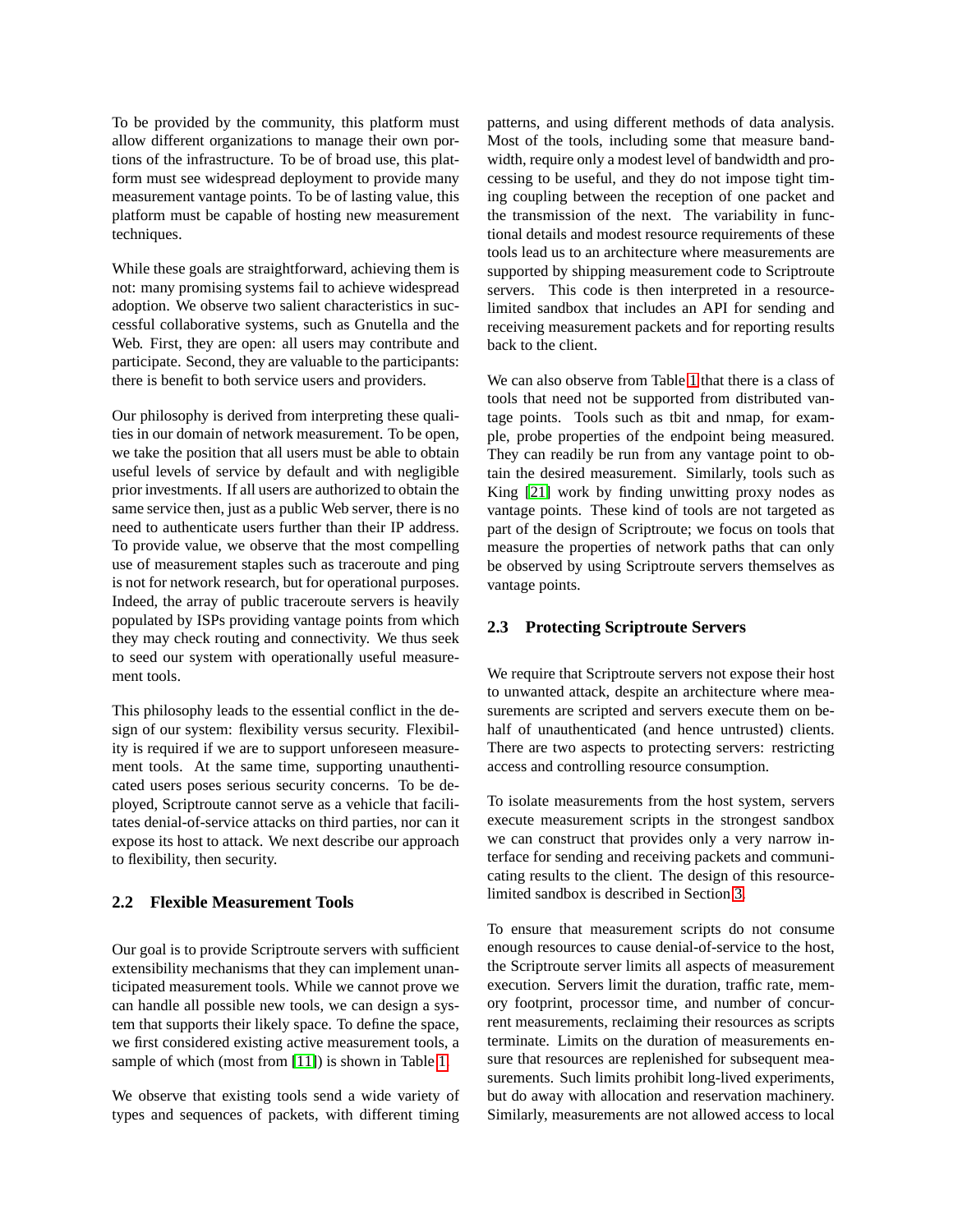To be provided by the community, this platform must allow different organizations to manage their own portions of the infrastructure. To be of broad use, this platform must see widespread deployment to provide many measurement vantage points. To be of lasting value, this platform must be capable of hosting new measurement techniques.

While these goals are straightforward, achieving them is not: many promising systems fail to achieve widespread adoption. We observe two salient characteristics in successful collaborative systems, such as Gnutella and the Web. First, they are open: all users may contribute and participate. Second, they are valuable to the participants: there is benefit to both service users and providers.

Our philosophy is derived from interpreting these qualities in our domain of network measurement. To be open, we take the position that all users must be able to obtain useful levels of service by default and with negligible prior investments. If all users are authorized to obtain the same service then, just as a public Web server, there is no need to authenticate users further than their IP address. To provide value, we observe that the most compelling use of measurement staples such as traceroute and ping is not for network research, but for operational purposes. Indeed, the array of public traceroute servers is heavily populated by ISPs providing vantage points from which they may check routing and connectivity. We thus seek to seed our system with operationally useful measurement tools.

This philosophy leads to the essential conflict in the design of our system: flexibility versus security. Flexibility is required if we are to support unforeseen measurement tools. At the same time, supporting unauthenticated users poses serious security concerns. To be deployed, Scriptroute cannot serve as a vehicle that facilitates denial-of-service attacks on third parties, nor can it expose its host to attack. We next describe our approach to flexibility, then security.

### 2.2 Flexible Measurement Tools

Our goal is to provide Scriptroute servers with sufficient extensibility mechanisms that they can implement unanticipated measurement tools. While we cannot prove we can handle all possible new tools, we can design a system that supports their likely space. To define the space, we first considered existing active measurement tools, a sample of which (most from [11]) is shown in Table 1.

We observe that existing tools send a wide variety of types and sequences of packets, with different timing patterns, and using different methods of data analysis. Most of the tools, including some that measure bandwidth, require only a modest level of bandwidth and processing to be useful, and they do not impose tight timing coupling between the reception of one packet and the transmission of the next. The variability in functional details and modest resource requirements of these tools lead us to an architecture where measurements are supported by shipping measurement code to Scriptroute servers. This code is then interpreted in a resource-limited sandbox that includes an API for sending and receiving measurement packets and for reporting results back to the client.

We can also observe from Table 1 that there is a class of tools that need not be supported from distributed vantage points. Tools such as tbit and nmap, for example, probe properties of the endpoint being measured. They can readily be run from any vantage point to obtain the desired measurement. Similarly, tools such as King [21] work by finding unwitting proxy nodes as vantage points. These kind of tools are not targeted as part of the design of Scriptroute; we focus on tools that measure the properties of network paths that can only be observed by using Scriptroute servers themselves as vantage points.

### 2.3 Protecting Scriptroute Servers

We require that Scriptroute servers not expose their host to unwanted attack, despite an architecture where measurements are scripted and servers execute them on behalf of unauthenticated (and hence untrusted) clients. There are two aspects to protecting servers: restricting access and controlling resource consumption.

To isolate measurements from the host system, servers execute measurement scripts in the strongest sandbox we can construct that provides only a very narrow interface for sending and receiving packets and communicating results to the client. The design of this resource-limited sandbox is described in Section 3.

To ensure that measurement scripts do not consume enough resources to cause denial-of-service to the host, the Scriptroute server limits all aspects of measurement execution. Servers limit the duration, traffic rate, memory footprint, processor time, and number of concurrent measurements, reclaiming their resources as scripts terminate. Limits on the duration of measurements ensure that resources are replenished for subsequent measurements. Such limits prohibit long-lived experiments, but do away with allocation and reservation machinery. Similarly, measurements are not allowed access to local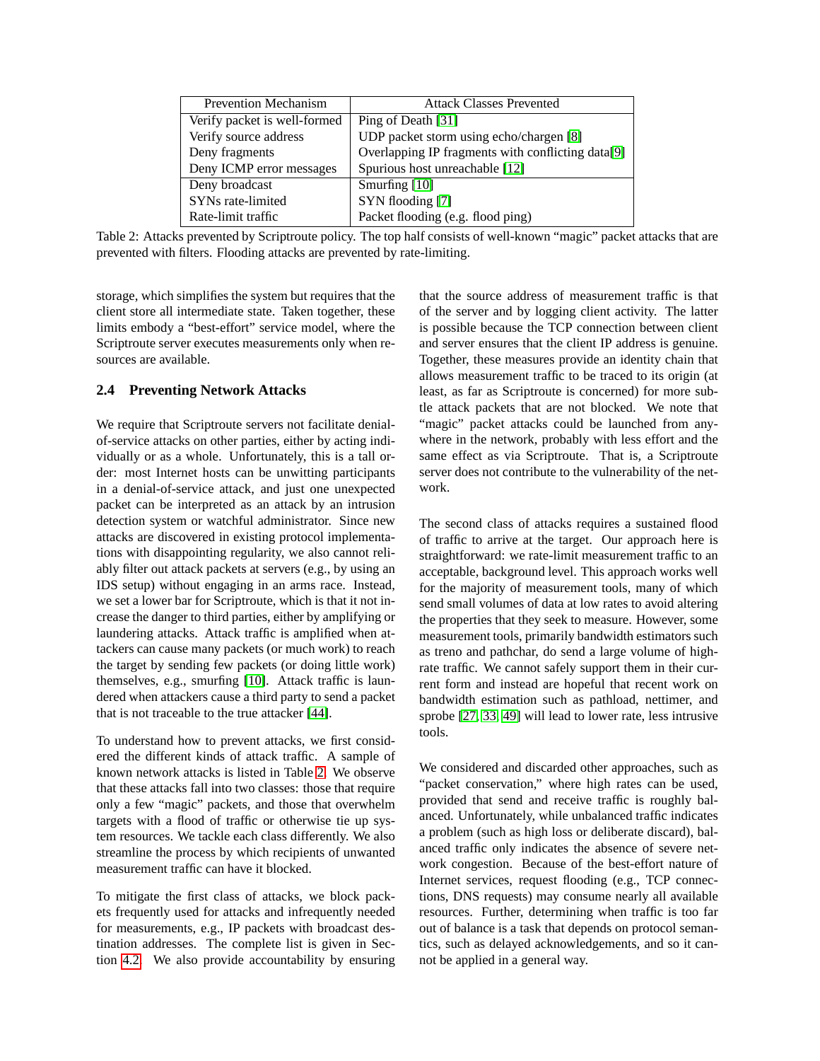| Prevention Mechanism | Attack Classes Prevented |
|---|---|
| Verify packet is well-formed | Ping of Death [31] |
| Verify source address | UDP packet storm using echo/chargen [8] |
| Deny fragments | Overlapping IP fragments with conflicting data[9] |
| Deny ICMP error messages | Spurious host unreachable [12] |
| Deny broadcast | Smurfing [10] |
| SYNs rate-limited | SYN flooding [7] |
| Rate-limit traffic | Packet flooding (e.g. flood ping) |

Table 2: Attacks prevented by Scriptroute policy. The top half consists of well-known "magic" packet attacks that are prevented with filters. Flooding attacks are prevented by rate-limiting.

storage, which simplifies the system but requires that the client store all intermediate state. Taken together, these limits embody a "best-effort" service model, where the Scriptroute server executes measurements only when resources are available.

### 2.4 Preventing Network Attacks

We require that Scriptroute servers not facilitate denial-of-service attacks on other parties, either by acting individually or as a whole. Unfortunately, this is a tall order: most Internet hosts can be unwitting participants in a denial-of-service attack, and just one unexpected packet can be interpreted as an attack by an intrusion detection system or watchful administrator. Since new attacks are discovered in existing protocol implementations with disappointing regularity, we also cannot reliably filter out attack packets at servers (e.g., by using an IDS setup) without engaging in an arms race. Instead, we set a lower bar for Scriptroute, which is that it not increase the danger to third parties, either by amplifying or laundering attacks. Attack traffic is amplified when attackers can cause many packets (or much work) to reach the target by sending few packets (or doing little work) themselves, e.g., smurfing [10]. Attack traffic is laundered when attackers cause a third party to send a packet that is not traceable to the true attacker [44].

To understand how to prevent attacks, we first considered the different kinds of attack traffic. A sample of known network attacks is listed in Table 2. We observe that these attacks fall into two classes: those that require only a few "magic" packets, and those that overwhelm targets with a flood of traffic or otherwise tie up system resources. We tackle each class differently. We also streamline the process by which recipients of unwanted measurement traffic can have it blocked.

To mitigate the first class of attacks, we block packets frequently used for attacks and infrequently needed for measurements, e.g., IP packets with broadcast destination addresses. The complete list is given in Section 4.2. We also provide accountability by ensuring that the source address of measurement traffic is that of the server and by logging client activity. The latter is possible because the TCP connection between client and server ensures that the client IP address is genuine. Together, these measures provide an identity chain that allows measurement traffic to be traced to its origin (at least, as far as Scriptroute is concerned) for more subtle attack packets that are not blocked. We note that "magic" packet attacks could be launched from anywhere in the network, probably with less effort and the same effect as via Scriptroute. That is, a Scriptroute server does not contribute to the vulnerability of the network.

The second class of attacks requires a sustained flood of traffic to arrive at the target. Our approach here is straightforward: we rate-limit measurement traffic to an acceptable, background level. This approach works well for the majority of measurement tools, many of which send small volumes of data at low rates to avoid altering the properties that they seek to measure. However, some measurement tools, primarily bandwidth estimators such as treno and pathchar, do send a large volume of high-rate traffic. We cannot safely support them in their current form and instead are hopeful that recent work on bandwidth estimation such as pathload, nettimer, and sprobe [27, 33, 49] will lead to lower rate, less intrusive tools.

We considered and discarded other approaches, such as "packet conservation," where high rates can be used, provided that send and receive traffic is roughly balanced. Unfortunately, while unbalanced traffic indicates a problem (such as high loss or deliberate discard), balanced traffic only indicates the absence of severe network congestion. Because of the best-effort nature of Internet services, request flooding (e.g., TCP connections, DNS requests) may consume nearly all available resources. Further, determining when traffic is too far out of balance is a task that depends on protocol semantics, such as delayed acknowledgements, and so it cannot be applied in a general way.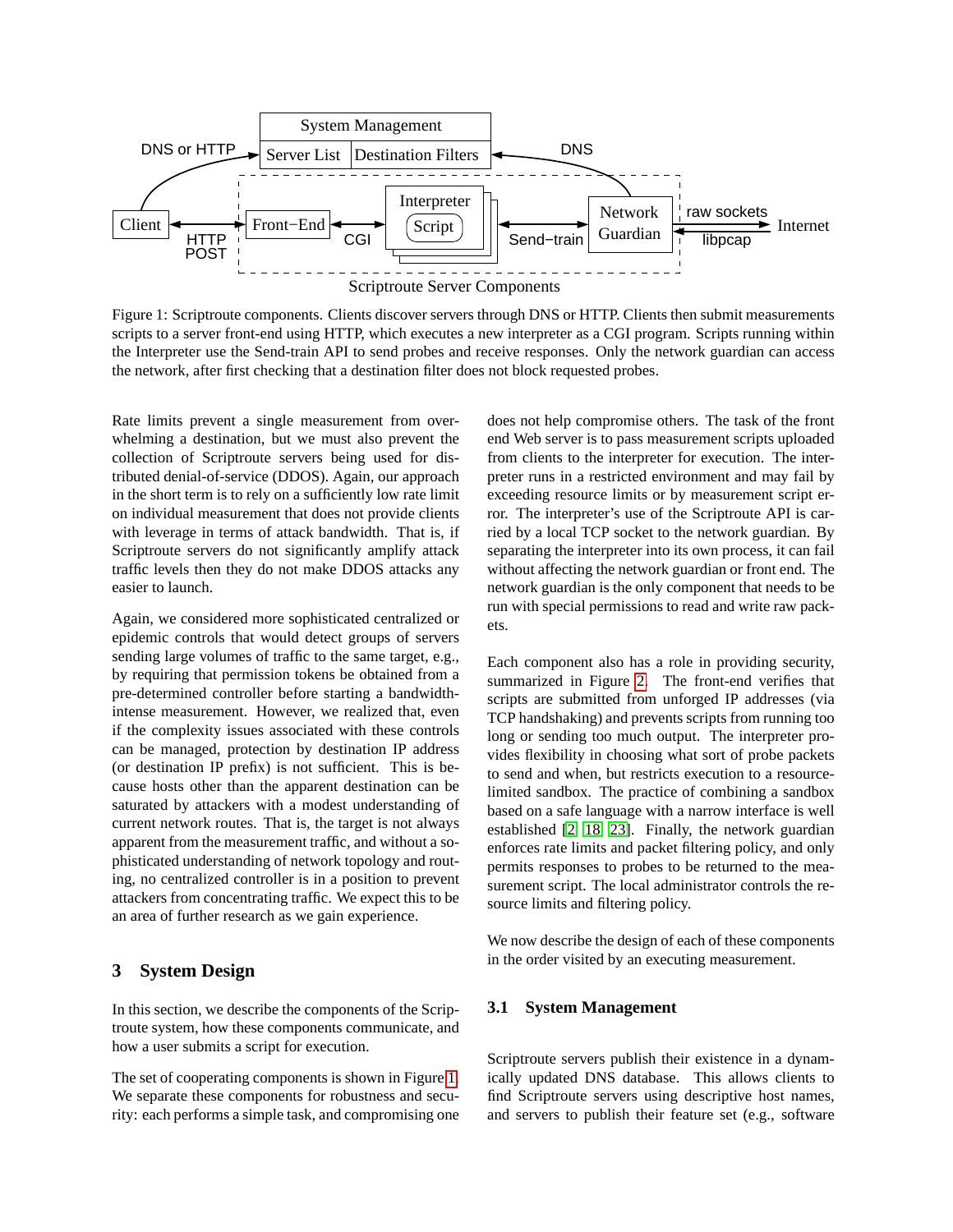Figure 1: Scriptroute components. Clients discover servers through DNS or HTTP. Clients then submit measurements scripts to a server front-end using HTTP, which executes a new interpreter as a CGI program. Scripts running within the Interpreter use the Send-train API to send probes and receive responses. Only the network guardian can access the network, after first checking that a destination filter does not block requested probes.

Rate limits prevent a single measurement from overwhelming a destination, but we must also prevent the collection of Scriptroute servers being used for distributed denial-of-service (DDOS). Again, our approach in the short term is to rely on a sufficiently low rate limit on individual measurement that does not provide clients with leverage in terms of attack bandwidth. That is, if Scriptroute servers do not significantly amplify attack traffic levels then they do not make DDOS attacks any easier to launch.

Again, we considered more sophisticated centralized or epidemic controls that would detect groups of servers sending large volumes of traffic to the same target, e.g., by requiring that permission tokens be obtained from a pre-determined controller before starting a bandwidth-intense measurement. However, we realized that, even if the complexity issues associated with these controls can be managed, protection by destination IP address (or destination IP prefix) is not sufficient. This is because hosts other than the apparent destination can be saturated by attackers with a modest understanding of current network routes. That is, the target is not always apparent from the measurement traffic, and without a sophisticated understanding of network topology and routing, no centralized controller is in a position to prevent attackers from concentrating traffic. We expect this to be an area of further research as we gain experience.

## 3 System Design

In this section, we describe the components of the Scriptroute system, how these components communicate, and how a user submits a script for execution.

The set of cooperating components is shown in Figure 1. We separate these components for robustness and security: each performs a simple task, and compromising one does not help compromise others. The task of the front end Web server is to pass measurement scripts uploaded from clients to the interpreter for execution. The interpreter runs in a restricted environment and may fail by exceeding resource limits or by measurement script error. The interpreter's use of the Scriptroute API is carried by a local TCP socket to the network guardian. By separating the interpreter into its own process, it can fail without affecting the network guardian or front end. The network guardian is the only component that needs to be run with special permissions to read and write raw packets.

Each component also has a role in providing security, summarized in Figure 2. The front-end verifies that scripts are submitted from unforged IP addresses (via TCP handshaking) and prevents scripts from running too long or sending too much output. The interpreter provides flexibility in choosing what sort of probe packets to send and when, but restricts execution to a resource-limited sandbox. The practice of combining a sandbox based on a safe language with a narrow interface is well established [2, 18, 23]. Finally, the network guardian enforces rate limits and packet filtering policy, and only permits responses to probes to be returned to the measurement script. The local administrator controls the resource limits and filtering policy.

We now describe the design of each of these components in the order visited by an executing measurement.

### 3.1 System Management

Scriptroute servers publish their existence in a dynamically updated DNS database. This allows clients to find Scriptroute servers using descriptive host names, and servers to publish their feature set (e.g., software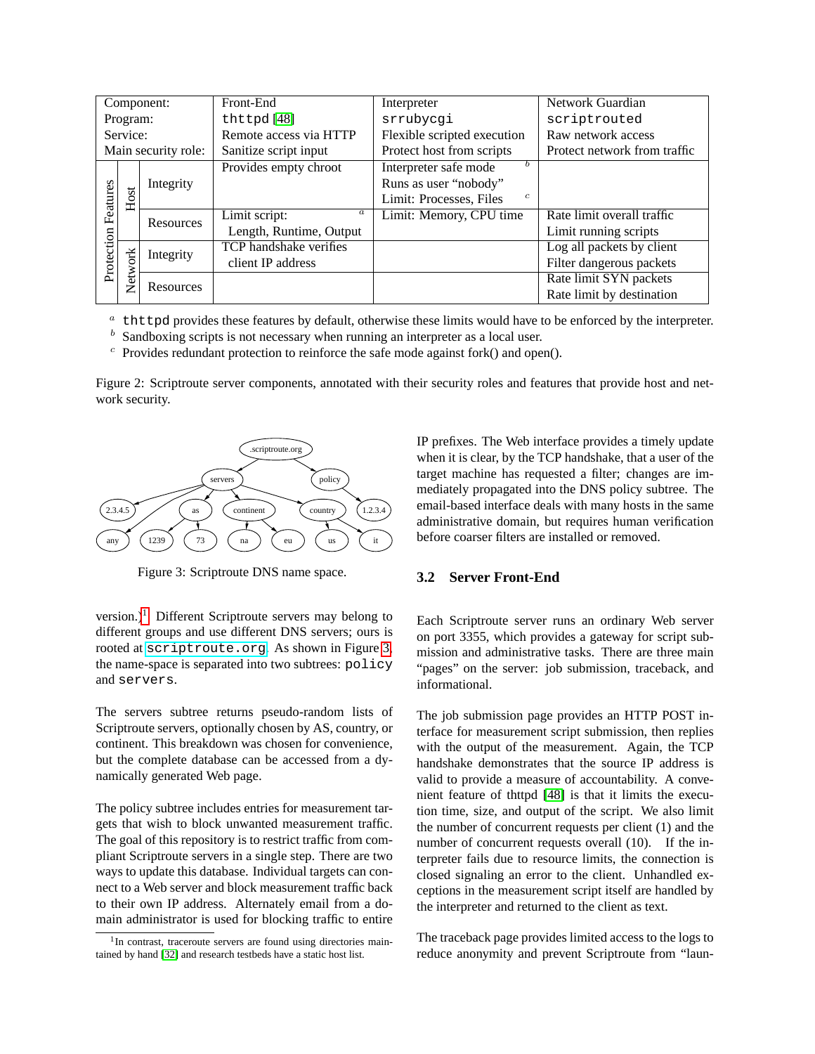| Component: | | | Front-End | Interpreter | Network Guardian |
|---|---|---|---|---|---|
| Program: | | | thttpd [48] | srrubycgi | scriptrouted |
| Service: | | | Remote access via HTTP | Flexible scripted execution | Raw network access |
| Main security role: | | | Sanitize script input | Protect host from scripts | Protect network from traffic |
| Protection Features | Host | Integrity | Provides empty chroot | Interpreter safe mode [b] Runs as user "nobody" Limit: Processes, Files [c] | |
| | | Resources | Limit script: [a] Length, Runtime, Output | Limit: Memory, CPU time | Rate limit overall traffic Limit running scripts |
| | Network | Integrity | TCP handshake verifies client IP address | | Log all packets by client Filter dangerous packets |
| | | Resources | | | Rate limit SYN packets Rate limit by destination |

[a] thttpd provides these features by default, otherwise these limits would have to be enforced by the interpreter.
[b] Sandboxing scripts is not necessary when running an interpreter as a local user.
[c] Provides redundant protection to reinforce the safe mode against fork() and open().

Figure 2: Scriptroute server components, annotated with their security roles and features that provide host and network security.

Figure 3: Scriptroute DNS name space.

version.)[1] Different Scriptroute servers may belong to different groups and use different DNS servers; ours is rooted at scriptroute.org. As shown in Figure 3, the name-space is separated into two subtrees: policy and servers.

The servers subtree returns pseudo-random lists of Scriptroute servers, optionally chosen by AS, country, or continent. This breakdown was chosen for convenience, but the complete database can be accessed from a dynamically generated Web page.

The policy subtree includes entries for measurement targets that wish to block unwanted measurement traffic. The goal of this repository is to restrict traffic from compliant Scriptroute servers in a single step. There are two ways to update this database. Individual targets can connect to a Web server and block measurement traffic back to their own IP address. Alternately email from a domain administrator is used for blocking traffic to entire IP prefixes. The Web interface provides a timely update when it is clear, by the TCP handshake, that a user of the target machine has requested a filter; changes are immediately propagated into the DNS policy subtree. The email-based interface deals with many hosts in the same administrative domain, but requires human verification before coarser filters are installed or removed.

[1] In contrast, traceroute servers are found using directories maintained by hand [32] and research testbeds have a static host list.

### 3.2 Server Front-End

Each Scriptroute server runs an ordinary Web server on port 3355, which provides a gateway for script submission and administrative tasks. There are three main "pages" on the server: job submission, traceback, and informational.

The job submission page provides an HTTP POST interface for measurement script submission, then replies with the output of the measurement. Again, the TCP handshake demonstrates that the source IP address is valid to provide a measure of accountability. A convenient feature of thttpd [48] is that it limits the execution time, size, and output of the script. We also limit the number of concurrent requests per client (1) and the number of concurrent requests overall (10). If the interpreter fails due to resource limits, the connection is closed signaling an error to the client. Unhandled exceptions in the measurement script itself are handled by the interpreter and returned to the client as text.

The traceback page provides limited access to the logs to reduce anonymity and prevent Scriptroute from "laun-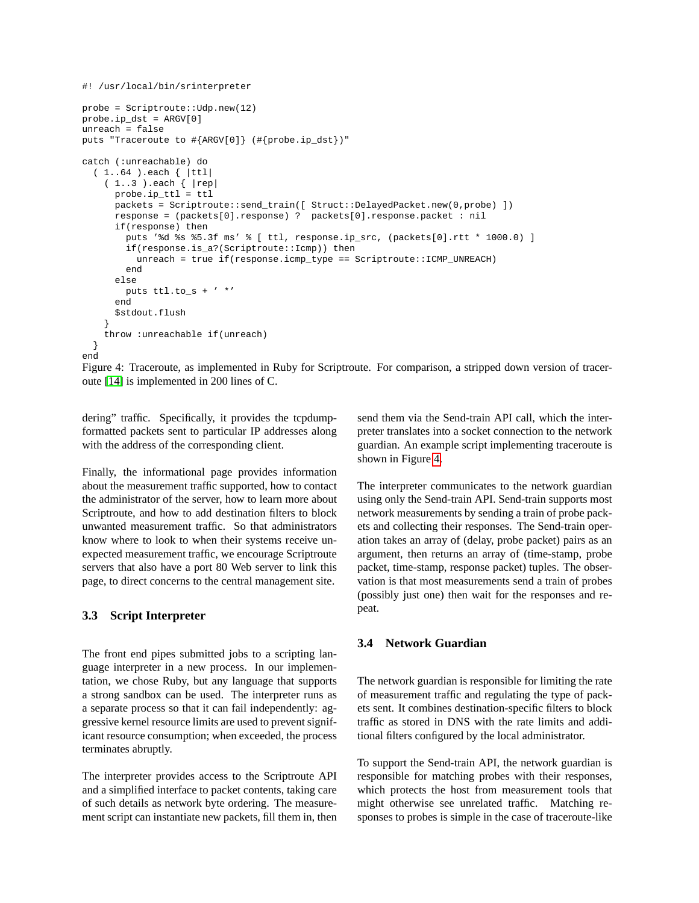```
#! /usr/local/bin/srinterpreter

probe = Scriptroute::Udp.new(12)
probe.ip_dst = ARGV[0]
unreach = false
puts "Traceroute to #{ARGV[0]} (#{probe.ip_dst})"

catch (:unreachable) do
  ( 1..64 ).each { |ttl|
    ( 1..3 ).each { |rep|
      probe.ip_ttl = ttl
      packets = Scriptroute::send_train([ Struct::DelayedPacket.new(0,probe) ])
      response = (packets[0].response) ?  packets[0].response.packet : nil
      if(response) then
        puts '%d %s %5.3f ms' % [ ttl, response.ip_src, (packets[0].rtt * 1000.0) ]
        if(response.is_a?(Scriptroute::Icmp)) then
          unreach = true if(response.icmp_type == Scriptroute::ICMP_UNREACH)
        end
      else
        puts ttl.to_s + ' *'
      end
      $stdout.flush
    }
    throw :unreachable if(unreach)
  }
end
```

Figure 4: Traceroute, as implemented in Ruby for Scriptroute. For comparison, a stripped down version of traceroute [14] is implemented in 200 lines of C.

dering" traffic. Specifically, it provides the tcpdump-formatted packets sent to particular IP addresses along with the address of the corresponding client.

Finally, the informational page provides information about the measurement traffic supported, how to contact the administrator of the server, how to learn more about Scriptroute, and how to add destination filters to block unwanted measurement traffic. So that administrators know where to look to when their systems receive unexpected measurement traffic, we encourage Scriptroute servers that also have a port 80 Web server to link this page, to direct concerns to the central management site.

### 3.3 Script Interpreter

The front end pipes submitted jobs to a scripting language interpreter in a new process. In our implementation, we chose Ruby, but any language that supports a strong sandbox can be used. The interpreter runs as a separate process so that it can fail independently: aggressive kernel resource limits are used to prevent significant resource consumption; when exceeded, the process terminates abruptly.

The interpreter provides access to the Scriptroute API and a simplified interface to packet contents, taking care of such details as network byte ordering. The measurement script can instantiate new packets, fill them in, then send them via the Send-train API call, which the interpreter translates into a socket connection to the network guardian. An example script implementing traceroute is shown in Figure 4.

The interpreter communicates to the network guardian using only the Send-train API. Send-train supports most network measurements by sending a train of probe packets and collecting their responses. The Send-train operation takes an array of (delay, probe packet) pairs as an argument, then returns an array of (time-stamp, probe packet, time-stamp, response packet) tuples. The observation is that most measurements send a train of probes (possibly just one) then wait for the responses and repeat.

### 3.4 Network Guardian

The network guardian is responsible for limiting the rate of measurement traffic and regulating the type of packets sent. It combines destination-specific filters to block traffic as stored in DNS with the rate limits and additional filters configured by the local administrator.

To support the Send-train API, the network guardian is responsible for matching probes with their responses, which protects the host from measurement tools that might otherwise see unrelated traffic. Matching responses to probes is simple in the case of traceroute-like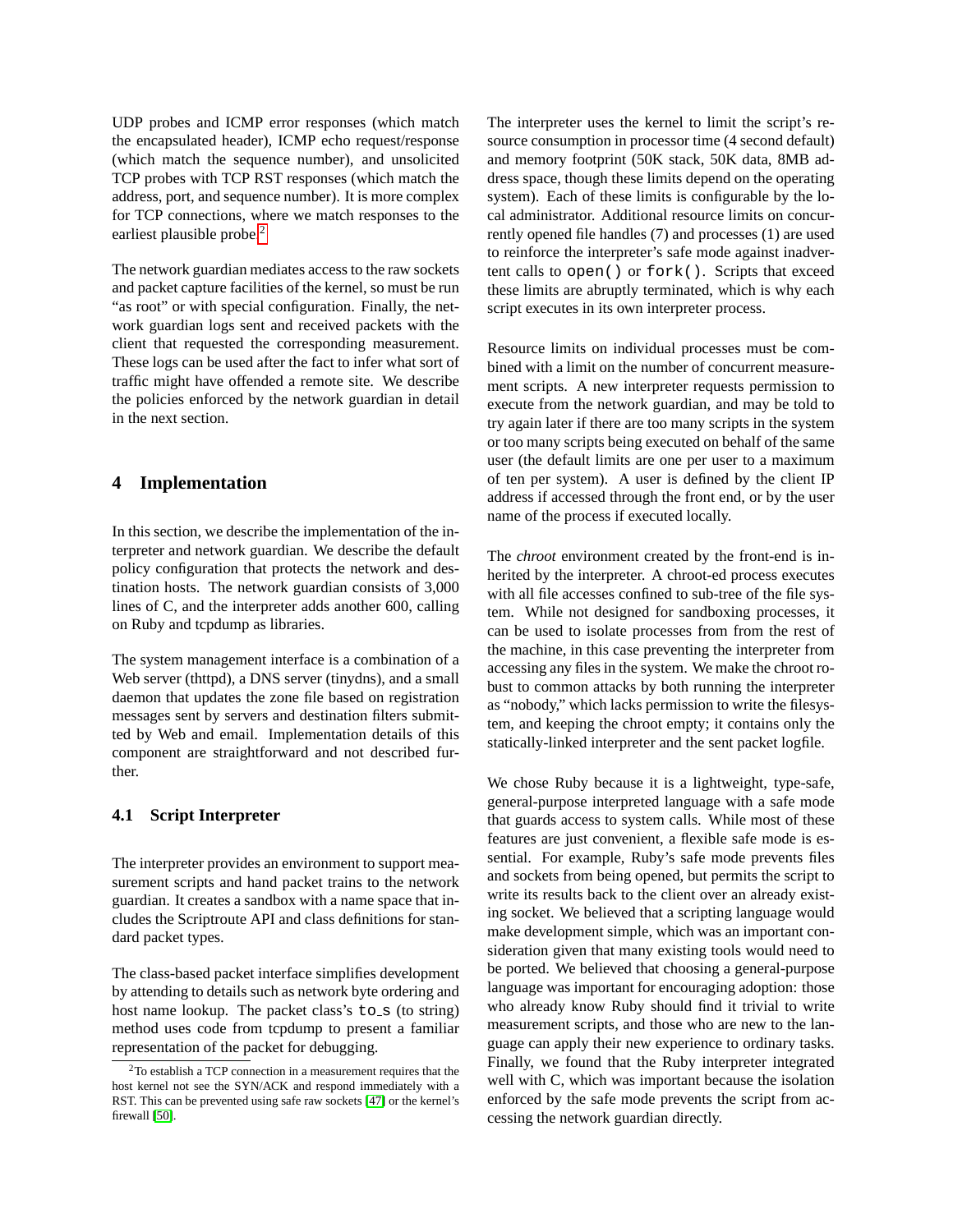UDP probes and ICMP error responses (which match the encapsulated header), ICMP echo request/response (which match the sequence number), and unsolicited TCP probes with TCP RST responses (which match the address, port, and sequence number). It is more complex for TCP connections, where we match responses to the earliest plausible probe.[2]

The network guardian mediates access to the raw sockets and packet capture facilities of the kernel, so must be run "as root" or with special configuration. Finally, the network guardian logs sent and received packets with the client that requested the corresponding measurement. These logs can be used after the fact to infer what sort of traffic might have offended a remote site. We describe the policies enforced by the network guardian in detail in the next section.

## 4 Implementation

In this section, we describe the implementation of the interpreter and network guardian. We describe the default policy configuration that protects the network and destination hosts. The network guardian consists of 3,000 lines of C, and the interpreter adds another 600, calling on Ruby and tcpdump as libraries.

The system management interface is a combination of a Web server (thttpd), a DNS server (tinydns), and a small daemon that updates the zone file based on registration messages sent by servers and destination filters submitted by Web and email. Implementation details of this component are straightforward and not described further.

### 4.1 Script Interpreter

The interpreter provides an environment to support measurement scripts and hand packet trains to the network guardian. It creates a sandbox with a name space that includes the Scriptroute API and class definitions for standard packet types.

The class-based packet interface simplifies development by attending to details such as network byte ordering and host name lookup. The packet class's `to_s` (to string) method uses code from tcpdump to present a familiar representation of the packet for debugging.

The interpreter uses the kernel to limit the script's resource consumption in processor time (4 second default) and memory footprint (50K stack, 50K data, 8MB address space, though these limits depend on the operating system). Each of these limits is configurable by the local administrator. Additional resource limits on concurrently opened file handles (7) and processes (1) are used to reinforce the interpreter's safe mode against inadvertent calls to `open()` or `fork()`. Scripts that exceed these limits are abruptly terminated, which is why each script executes in its own interpreter process.

Resource limits on individual processes must be combined with a limit on the number of concurrent measurement scripts. A new interpreter requests permission to execute from the network guardian, and may be told to try again later if there are too many scripts in the system or too many scripts being executed on behalf of the same user (the default limits are one per user to a maximum of ten per system). A user is defined by the client IP address if accessed through the front end, or by the user name of the process if executed locally.

The *chroot* environment created by the front-end is inherited by the interpreter. A chroot-ed process executes with all file accesses confined to sub-tree of the file system. While not designed for sandboxing processes, it can be used to isolate processes from from the rest of the machine, in this case preventing the interpreter from accessing any files in the system. We make the chroot robust to common attacks by both running the interpreter as "nobody," which lacks permission to write the filesystem, and keeping the chroot empty; it contains only the statically-linked interpreter and the sent packet logfile.

We chose Ruby because it is a lightweight, type-safe, general-purpose interpreted language with a safe mode that guards access to system calls. While most of these features are just convenient, a flexible safe mode is essential. For example, Ruby's safe mode prevents files and sockets from being opened, but permits the script to write its results back to the client over an already existing socket. We believed that a scripting language would make development simple, which was an important consideration given that many existing tools would need to be ported. We believed that choosing a general-purpose language was important for encouraging adoption: those who already know Ruby should find it trivial to write measurement scripts, and those who are new to the language can apply their new experience to ordinary tasks. Finally, we found that the Ruby interpreter integrated well with C, which was important because the isolation enforced by the safe mode prevents the script from accessing the network guardian directly.

[2] To establish a TCP connection in a measurement requires that the host kernel not see the SYN/ACK and respond immediately with a RST. This can be prevented using safe raw sockets [47] or the kernel's firewall [50].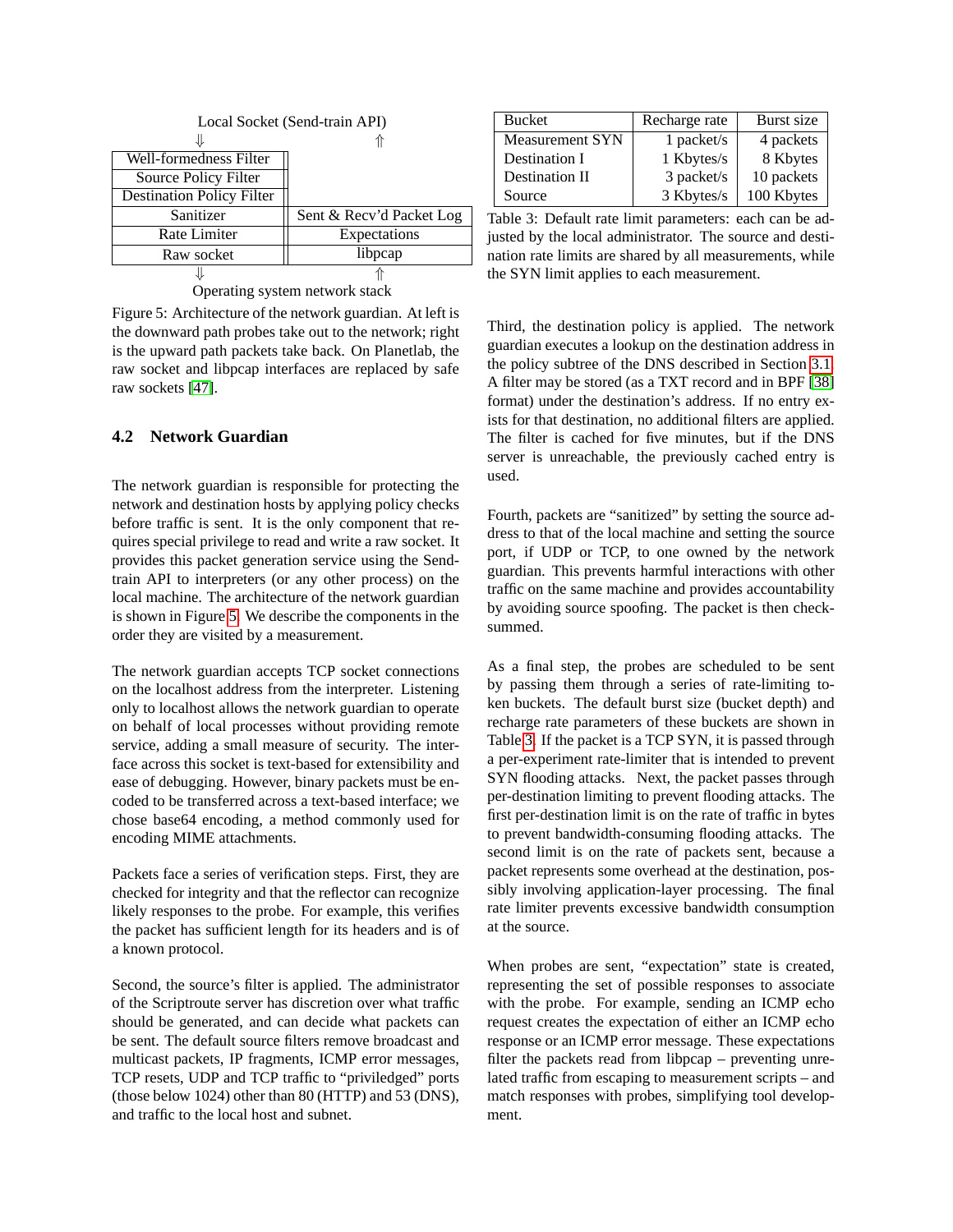| Local Socket (Send-train API) | |
|---|---|
| ⇓ | ⇑ |
| Well-formedness Filter | |
| Source Policy Filter | |
| Destination Policy Filter | |
| Sanitizer | Sent & Recv'd Packet Log |
| Rate Limiter | Expectations |
| Raw socket | libpcap |
| ⇓ | ⇑ |
| Operating system network stack | |

Figure 5: Architecture of the network guardian. At left is the downward path probes take out to the network; right is the upward path packets take back. On Planetlab, the raw socket and libpcap interfaces are replaced by safe raw sockets [47].

### 4.2 Network Guardian

The network guardian is responsible for protecting the network and destination hosts by applying policy checks before traffic is sent. It is the only component that requires special privilege to read and write a raw socket. It provides this packet generation service using the Send-train API to interpreters (or any other process) on the local machine. The architecture of the network guardian is shown in Figure 5. We describe the components in the order they are visited by a measurement.

The network guardian accepts TCP socket connections on the localhost address from the interpreter. Listening only to localhost allows the network guardian to operate on behalf of local processes without providing remote service, adding a small measure of security. The interface across this socket is text-based for extensibility and ease of debugging. However, binary packets must be encoded to be transferred across a text-based interface; we chose base64 encoding, a method commonly used for encoding MIME attachments.

Packets face a series of verification steps. First, they are checked for integrity and that the reflector can recognize likely responses to the probe. For example, this verifies the packet has sufficient length for its headers and is of a known protocol.

Second, the source's filter is applied. The administrator of the Scriptroute server has discretion over what traffic should be generated, and can decide what packets can be sent. The default source filters remove broadcast and multicast packets, IP fragments, ICMP error messages, TCP resets, UDP and TCP traffic to "priviledged" ports (those below 1024) other than 80 (HTTP) and 53 (DNS), and traffic to the local host and subnet.

| Bucket | Recharge rate | Burst size |
|---|---|---|
| Measurement SYN | 1 packet/s | 4 packets |
| Destination I | 1 Kbytes/s | 8 Kbytes |
| Destination II | 3 packet/s | 10 packets |
| Source | 3 Kbytes/s | 100 Kbytes |

Table 3: Default rate limit parameters: each can be adjusted by the local administrator. The source and destination rate limits are shared by all measurements, while the SYN limit applies to each measurement.

Third, the destination policy is applied. The network guardian executes a lookup on the destination address in the policy subtree of the DNS described in Section 3.1. A filter may be stored (as a TXT record and in BPF [38] format) under the destination's address. If no entry exists for that destination, no additional filters are applied. The filter is cached for five minutes, but if the DNS server is unreachable, the previously cached entry is used.

Fourth, packets are "sanitized" by setting the source address to that of the local machine and setting the source port, if UDP or TCP, to one owned by the network guardian. This prevents harmful interactions with other traffic on the same machine and provides accountability by avoiding source spoofing. The packet is then checksummed.

As a final step, the probes are scheduled to be sent by passing them through a series of rate-limiting token buckets. The default burst size (bucket depth) and recharge rate parameters of these buckets are shown in Table 3. If the packet is a TCP SYN, it is passed through a per-experiment rate-limiter that is intended to prevent SYN flooding attacks. Next, the packet passes through per-destination limiting to prevent flooding attacks. The first per-destination limit is on the rate of traffic in bytes to prevent bandwidth-consuming flooding attacks. The second limit is on the rate of packets sent, because a packet represents some overhead at the destination, possibly involving application-layer processing. The final rate limiter prevents excessive bandwidth consumption at the source.

When probes are sent, "expectation" state is created, representing the set of possible responses to associate with the probe. For example, sending an ICMP echo request creates the expectation of either an ICMP echo response or an ICMP error message. These expectations filter the packets read from libpcap – preventing unrelated traffic from escaping to measurement scripts – and match responses with probes, simplifying tool development.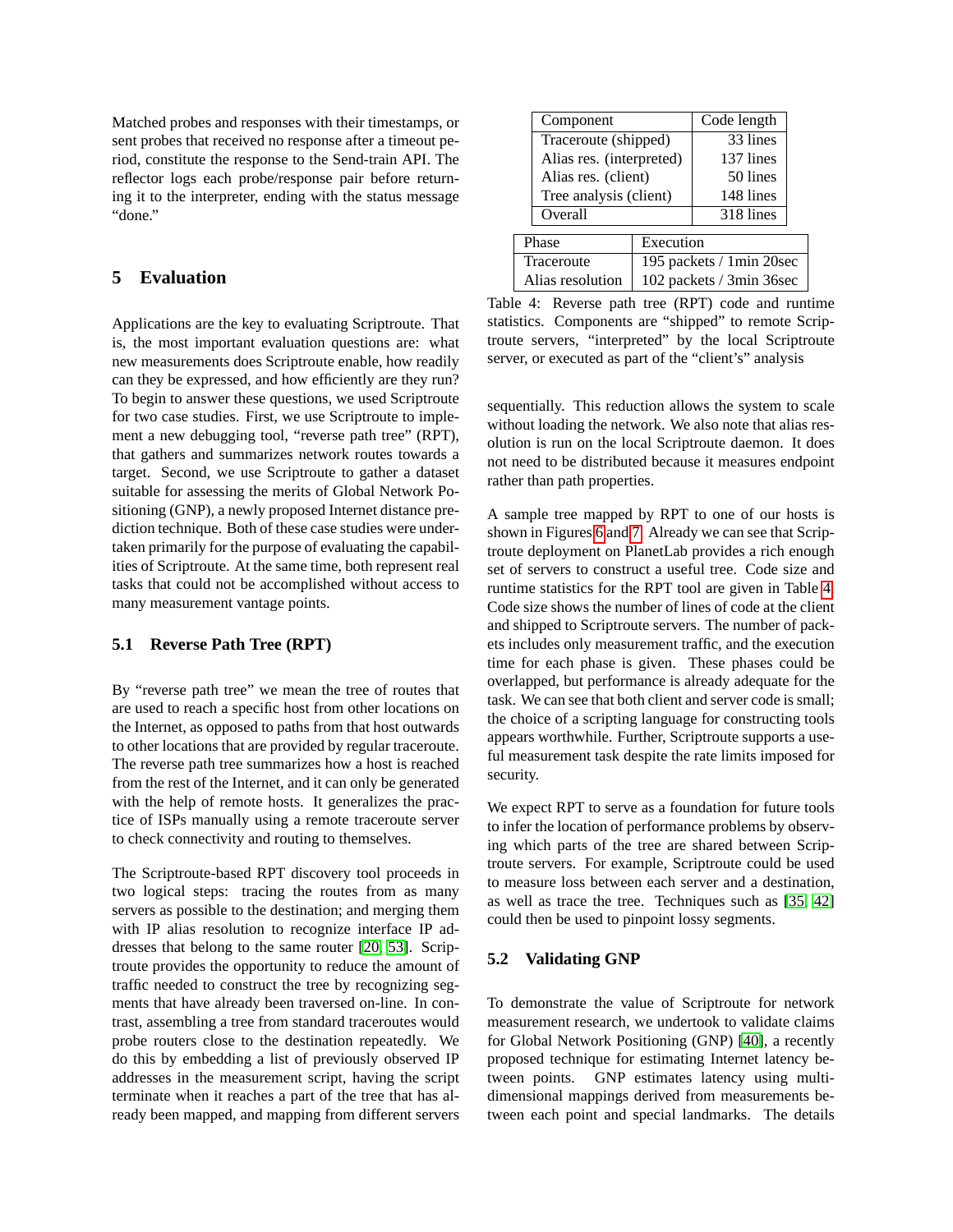Matched probes and responses with their timestamps, or sent probes that received no response after a timeout period, constitute the response to the Send-train API. The reflector logs each probe/response pair before returning it to the interpreter, ending with the status message "done."

## 5 Evaluation

Applications are the key to evaluating Scriptroute. That is, the most important evaluation questions are: what new measurements does Scriptroute enable, how readily can they be expressed, and how efficiently are they run? To begin to answer these questions, we used Scriptroute for two case studies. First, we use Scriptroute to implement a new debugging tool, "reverse path tree" (RPT), that gathers and summarizes network routes towards a target. Second, we use Scriptroute to gather a dataset suitable for assessing the merits of Global Network Positioning (GNP), a newly proposed Internet distance prediction technique. Both of these case studies were undertaken primarily for the purpose of evaluating the capabilities of Scriptroute. At the same time, both represent real tasks that could not be accomplished without access to many measurement vantage points.

### 5.1 Reverse Path Tree (RPT)

By "reverse path tree" we mean the tree of routes that are used to reach a specific host from other locations on the Internet, as opposed to paths from that host outwards to other locations that are provided by regular traceroute. The reverse path tree summarizes how a host is reached from the rest of the Internet, and it can only be generated with the help of remote hosts. It generalizes the practice of ISPs manually using a remote traceroute server to check connectivity and routing to themselves.

The Scriptroute-based RPT discovery tool proceeds in two logical steps: tracing the routes from as many servers as possible to the destination; and merging them with IP alias resolution to recognize interface IP addresses that belong to the same router [20, 53]. Scriptroute provides the opportunity to reduce the amount of traffic needed to construct the tree by recognizing segments that have already been traversed on-line. In contrast, assembling a tree from standard traceroutes would probe routers close to the destination repeatedly. We do this by embedding a list of previously observed IP addresses in the measurement script, having the script terminate when it reaches a part of the tree that has already been mapped, and mapping from different servers sequentially. This reduction allows the system to scale without loading the network. We also note that alias resolution is run on the local Scriptroute daemon. It does not need to be distributed because it measures endpoint rather than path properties.

| Component | Code length |
|---|---|
| Traceroute (shipped) | 33 lines |
| Alias res. (interpreted) | 137 lines |
| Alias res. (client) | 50 lines |
| Tree analysis (client) | 148 lines |
| Overall | 318 lines |

| Phase | Execution |
|---|---|
| Traceroute | 195 packets / 1min 20sec |
| Alias resolution | 102 packets / 3min 36sec |

Table 4: Reverse path tree (RPT) code and runtime statistics. Components are "shipped" to remote Scriptroute servers, "interpreted" by the local Scriptroute server, or executed as part of the "client's" analysis

A sample tree mapped by RPT to one of our hosts is shown in Figures 6 and 7. Already we can see that Scriptroute deployment on PlanetLab provides a rich enough set of servers to construct a useful tree. Code size and runtime statistics for the RPT tool are given in Table 4. Code size shows the number of lines of code at the client and shipped to Scriptroute servers. The number of packets includes only measurement traffic, and the execution time for each phase is given. These phases could be overlapped, but performance is already adequate for the task. We can see that both client and server code is small; the choice of a scripting language for constructing tools appears worthwhile. Further, Scriptroute supports a useful measurement task despite the rate limits imposed for security.

We expect RPT to serve as a foundation for future tools to infer the location of performance problems by observing which parts of the tree are shared between Scriptroute servers. For example, Scriptroute could be used to measure loss between each server and a destination, as well as trace the tree. Techniques such as [35, 42] could then be used to pinpoint lossy segments.

### 5.2 Validating GNP

To demonstrate the value of Scriptroute for network measurement research, we undertook to validate claims for Global Network Positioning (GNP) [40], a recently proposed technique for estimating Internet latency between points. GNP estimates latency using multi-dimensional mappings derived from measurements between each point and special landmarks. The details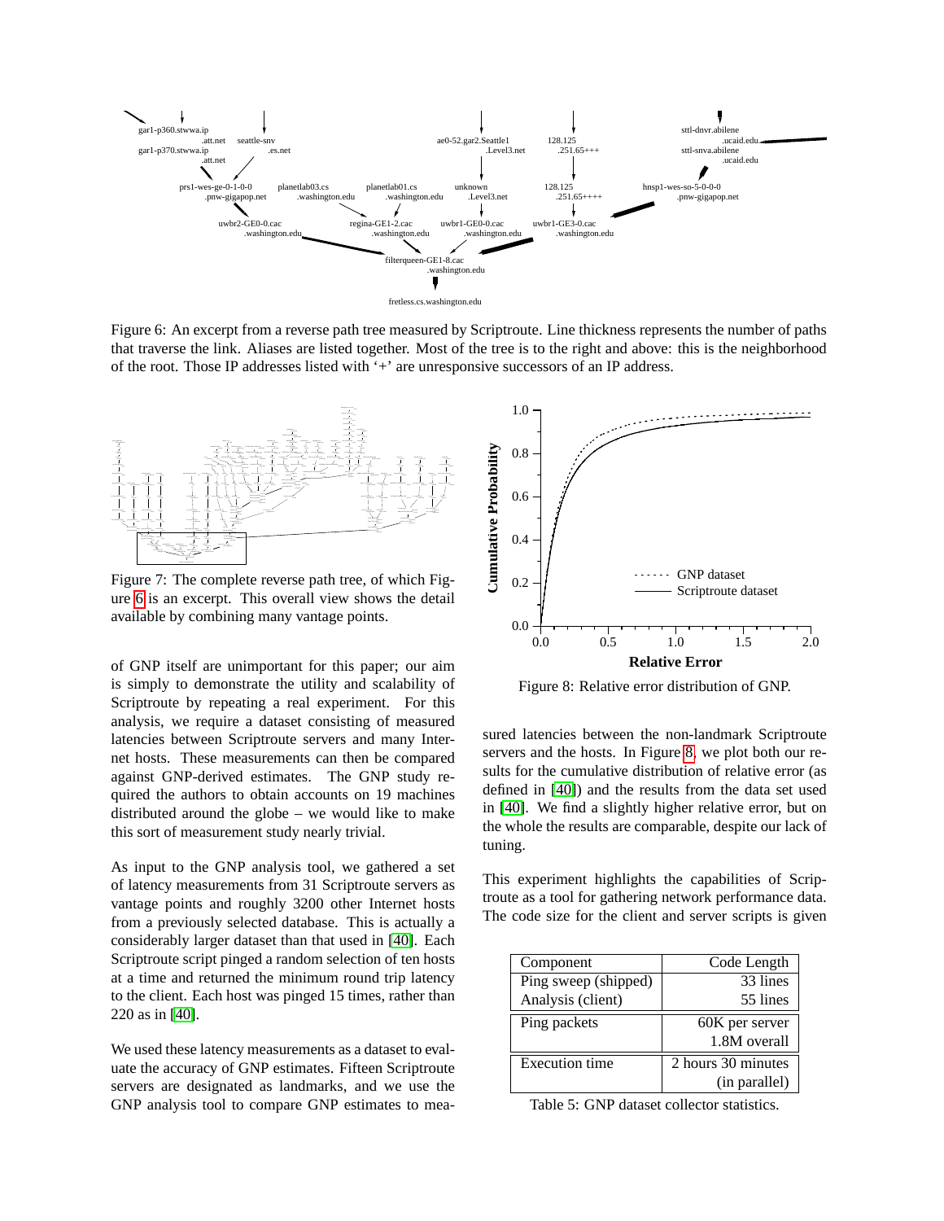Figure 6: An excerpt from a reverse path tree measured by Scriptroute. Line thickness represents the number of paths that traverse the link. Aliases are listed together. Most of the tree is to the right and above: this is the neighborhood of the root. Those IP addresses listed with '+' are unresponsive successors of an IP address.

Figure 7: The complete reverse path tree, of which Figure 6 is an excerpt. This overall view shows the detail available by combining many vantage points.

Figure 8: Relative error distribution of GNP.

of GNP itself are unimportant for this paper; our aim is simply to demonstrate the utility and scalability of Scriptroute by repeating a real experiment. For this analysis, we require a dataset consisting of measured latencies between Scriptroute servers and many Internet hosts. These measurements can then be compared against GNP-derived estimates. The GNP study required the authors to obtain accounts on 19 machines distributed around the globe – we would like to make this sort of measurement study nearly trivial.

As input to the GNP analysis tool, we gathered a set of latency measurements from 31 Scriptroute servers as vantage points and roughly 3200 other Internet hosts from a previously selected database. This is actually a considerably larger dataset than that used in [40]. Each Scriptroute script pinged a random selection of ten hosts at a time and returned the minimum round trip latency to the client. Each host was pinged 15 times, rather than 220 as in [40].

We used these latency measurements as a dataset to evaluate the accuracy of GNP estimates. Fifteen Scriptroute servers are designated as landmarks, and we use the GNP analysis tool to compare GNP estimates to measured latencies between the non-landmark Scriptroute servers and the hosts. In Figure 8, we plot both our results for the cumulative distribution of relative error (as defined in [40]) and the results from the data set used in [40]. We find a slightly higher relative error, but on the whole the results are comparable, despite our lack of tuning.

This experiment highlights the capabilities of Scriptroute as a tool for gathering network performance data. The code size for the client and server scripts is given

| Component | Code Length |
|---|---|
| Ping sweep (shipped) | 33 lines |
| Analysis (client) | 55 lines |
| Ping packets | 60K per server |
| | 1.8M overall |
| Execution time | 2 hours 30 minutes |
| | (in parallel) |

Table 5: GNP dataset collector statistics.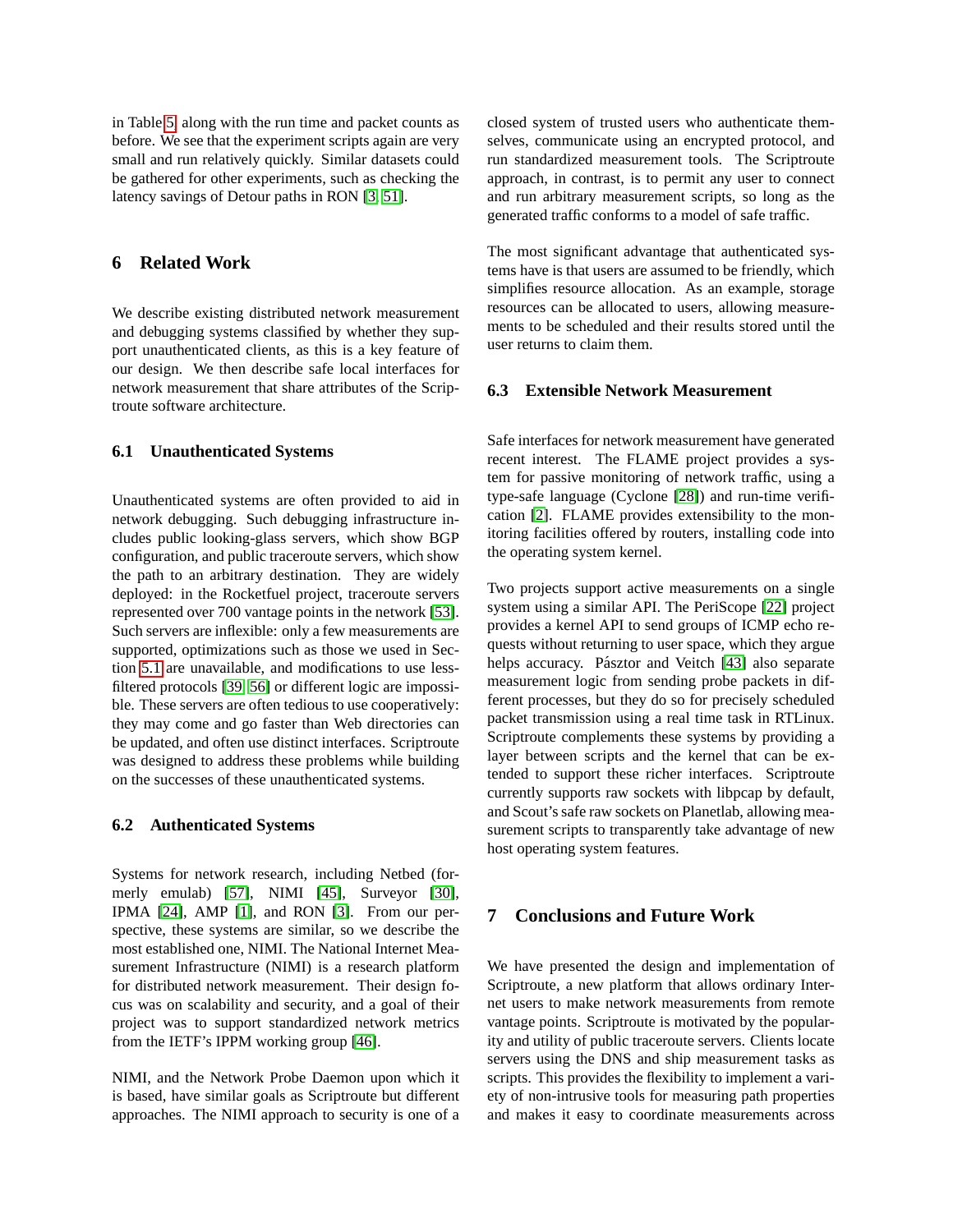in Table 5, along with the run time and packet counts as before. We see that the experiment scripts again are very small and run relatively quickly. Similar datasets could be gathered for other experiments, such as checking the latency savings of Detour paths in RON [3, 51].

# 6 Related Work

We describe existing distributed network measurement and debugging systems classified by whether they support unauthenticated clients, as this is a key feature of our design. We then describe safe local interfaces for network measurement that share attributes of the Scriptroute software architecture.

## 6.1 Unauthenticated Systems

Unauthenticated systems are often provided to aid in network debugging. Such debugging infrastructure includes public looking-glass servers, which show BGP configuration, and public traceroute servers, which show the path to an arbitrary destination. They are widely deployed: in the Rocketfuel project, traceroute servers represented over 700 vantage points in the network [53]. Such servers are inflexible: only a few measurements are supported, optimizations such as those we used in Section 5.1 are unavailable, and modifications to use less-filtered protocols [39, 56] or different logic are impossible. These servers are often tedious to use cooperatively: they may come and go faster than Web directories can be updated, and often use distinct interfaces. Scriptroute was designed to address these problems while building on the successes of these unauthenticated systems.

## 6.2 Authenticated Systems

Systems for network research, including Netbed (formerly emulab) [57], NIMI [45], Surveyor [30], IPMA [24], AMP [1], and RON [3]. From our perspective, these systems are similar, so we describe the most established one, NIMI. The National Internet Measurement Infrastructure (NIMI) is a research platform for distributed network measurement. Their design focus was on scalability and security, and a goal of their project was to support standardized network metrics from the IETF's IPPM working group [46].

NIMI, and the Network Probe Daemon upon which it is based, have similar goals as Scriptroute but different approaches. The NIMI approach to security is one of a closed system of trusted users who authenticate themselves, communicate using an encrypted protocol, and run standardized measurement tools. The Scriptroute approach, in contrast, is to permit any user to connect and run arbitrary measurement scripts, so long as the generated traffic conforms to a model of safe traffic.

The most significant advantage that authenticated systems have is that users are assumed to be friendly, which simplifies resource allocation. As an example, storage resources can be allocated to users, allowing measurements to be scheduled and their results stored until the user returns to claim them.

## 6.3 Extensible Network Measurement

Safe interfaces for network measurement have generated recent interest. The FLAME project provides a system for passive monitoring of network traffic, using a type-safe language (Cyclone [28]) and run-time verification [2]. FLAME provides extensibility to the monitoring facilities offered by routers, installing code into the operating system kernel.

Two projects support active measurements on a single system using a similar API. The PeriScope [22] project provides a kernel API to send groups of ICMP echo requests without returning to user space, which they argue helps accuracy. Pásztor and Veitch [43] also separate measurement logic from sending probe packets in different processes, but they do so for precisely scheduled packet transmission using a real time task in RTLinux. Scriptroute complements these systems by providing a layer between scripts and the kernel that can be extended to support these richer interfaces. Scriptroute currently supports raw sockets with libpcap by default, and Scout's safe raw sockets on Planetlab, allowing measurement scripts to transparently take advantage of new host operating system features.

# 7 Conclusions and Future Work

We have presented the design and implementation of Scriptroute, a new platform that allows ordinary Internet users to make network measurements from remote vantage points. Scriptroute is motivated by the popularity and utility of public traceroute servers. Clients locate servers using the DNS and ship measurement tasks as scripts. This provides the flexibility to implement a variety of non-intrusive tools for measuring path properties and makes it easy to coordinate measurements across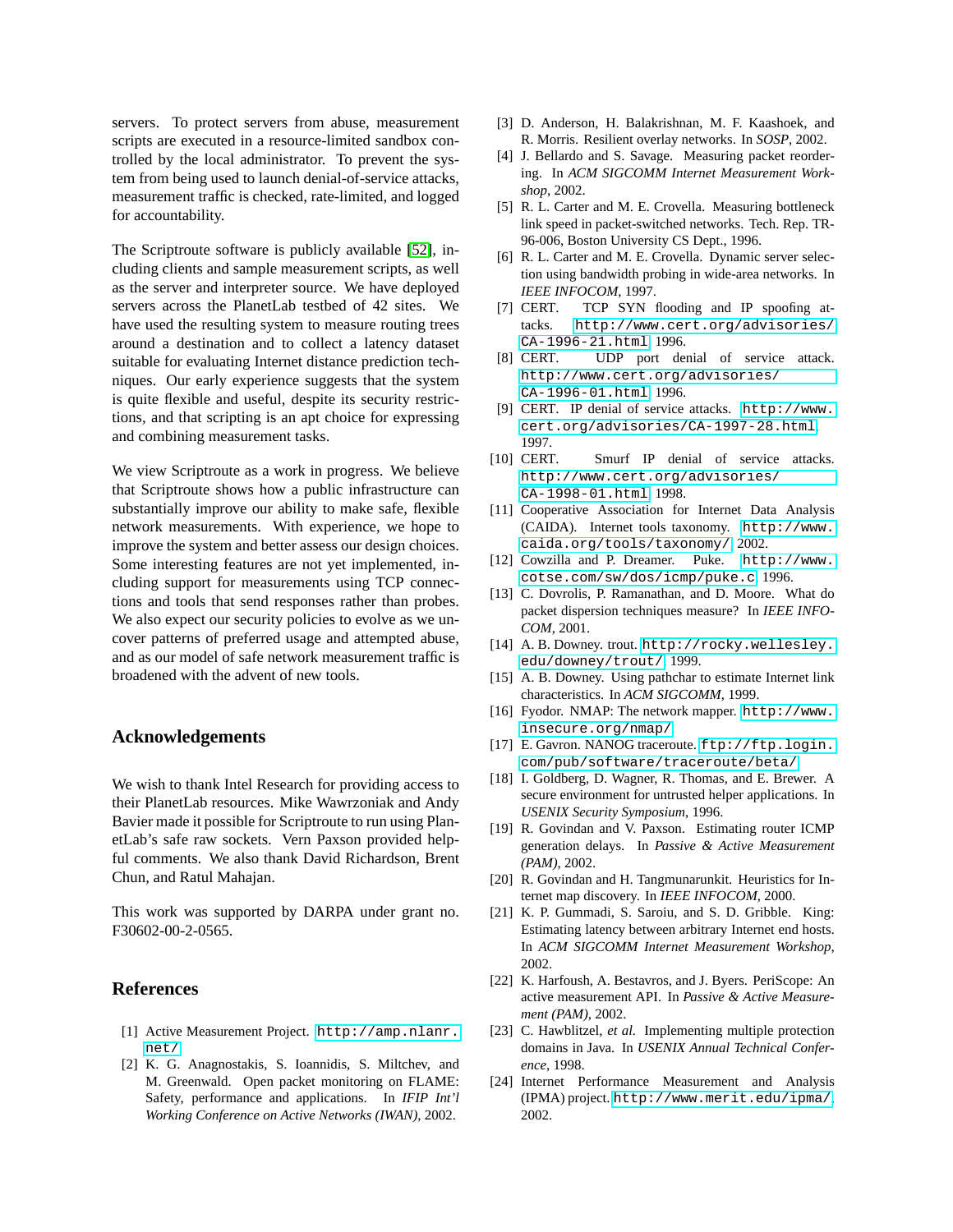servers. To protect servers from abuse, measurement scripts are executed in a resource-limited sandbox controlled by the local administrator. To prevent the system from being used to launch denial-of-service attacks, measurement traffic is checked, rate-limited, and logged for accountability.

The Scriptroute software is publicly available [52], including clients and sample measurement scripts, as well as the server and interpreter source. We have deployed servers across the PlanetLab testbed of 42 sites. We have used the resulting system to measure routing trees around a destination and to collect a latency dataset suitable for evaluating Internet distance prediction techniques. Our early experience suggests that the system is quite flexible and useful, despite its security restrictions, and that scripting is an apt choice for expressing and combining measurement tasks.

We view Scriptroute as a work in progress. We believe that Scriptroute shows how a public infrastructure can substantially improve our ability to make safe, flexible network measurements. With experience, we hope to improve the system and better assess our design choices. Some interesting features are not yet implemented, including support for measurements using TCP connections and tools that send responses rather than probes. We also expect our security policies to evolve as we uncover patterns of preferred usage and attempted abuse, and as our model of safe network measurement traffic is broadened with the advent of new tools.

## Acknowledgements

We wish to thank Intel Research for providing access to their PlanetLab resources. Mike Wawrzoniak and Andy Bavier made it possible for Scriptroute to run using PlanetLab's safe raw sockets. Vern Paxson provided helpful comments. We also thank David Richardson, Brent Chun, and Ratul Mahajan.

This work was supported by DARPA under grant no. F30602-00-2-0565.

## References

[1] Active Measurement Project. `http://amp.nlanr.net/`

[2] K. G. Anagnostakis, S. Ioannidis, S. Miltchev, and M. Greenwald. Open packet monitoring on FLAME: Safety, performance and applications. In *IFIP Int'l Working Conference on Active Networks (IWAN)*, 2002.

[3] D. Anderson, H. Balakrishnan, M. F. Kaashoek, and R. Morris. Resilient overlay networks. In *SOSP*, 2002.

[4] J. Bellardo and S. Savage. Measuring packet reordering. In *ACM SIGCOMM Internet Measurement Workshop*, 2002.

[5] R. L. Carter and M. E. Crovella. Measuring bottleneck link speed in packet-switched networks. Tech. Rep. TR-96-006, Boston University CS Dept., 1996.

[6] R. L. Carter and M. E. Crovella. Dynamic server selection using bandwidth probing in wide-area networks. In *IEEE INFOCOM*, 1997.

[7] CERT. TCP SYN flooding and IP spoofing attacks. `http://www.cert.org/advisories/CA-1996-21.html`, 1996.

[8] CERT. UDP port denial of service attack. `http://www.cert.org/advisories/CA-1996-01.html`, 1996.

[9] CERT. IP denial of service attacks. `http://www.cert.org/advisories/CA-1997-28.html`, 1997.

[10] CERT. Smurf IP denial of service attacks. `http://www.cert.org/advisories/CA-1998-01.html`, 1998.

[11] Cooperative Association for Internet Data Analysis (CAIDA). Internet tools taxonomy. `http://www.caida.org/tools/taxonomy/`, 2002.

[12] Cowzilla and P. Dreamer. Puke. `http://www.cotse.com/sw/dos/icmp/puke.c`, 1996.

[13] C. Dovrolis, P. Ramanathan, and D. Moore. What do packet dispersion techniques measure? In *IEEE INFOCOM*, 2001.

[14] A. B. Downey. trout. `http://rocky.wellesley.edu/downey/trout/`, 1999.

[15] A. B. Downey. Using pathchar to estimate Internet link characteristics. In *ACM SIGCOMM*, 1999.

[16] Fyodor. NMAP: The network mapper. `http://www.insecure.org/nmap/`

[17] E. Gavron. NANOG traceroute. `ftp://ftp.login.com/pub/software/traceroute/beta/`

[18] I. Goldberg, D. Wagner, R. Thomas, and E. Brewer. A secure environment for untrusted helper applications. In *USENIX Security Symposium*, 1996.

[19] R. Govindan and V. Paxson. Estimating router ICMP generation delays. In *Passive & Active Measurement (PAM)*, 2002.

[20] R. Govindan and H. Tangmunarunkit. Heuristics for Internet map discovery. In *IEEE INFOCOM*, 2000.

[21] K. P. Gummadi, S. Saroiu, and S. D. Gribble. King: Estimating latency between arbitrary Internet end hosts. In *ACM SIGCOMM Internet Measurement Workshop*, 2002.

[22] K. Harfoush, A. Bestavros, and J. Byers. PeriScope: An active measurement API. In *Passive & Active Measurement (PAM)*, 2002.

[23] C. Hawblitzel, *et al.* Implementing multiple protection domains in Java. In *USENIX Annual Technical Conference*, 1998.

[24] Internet Performance Measurement and Analysis (IPMA) project. `http://www.merit.edu/ipma/`, 2002.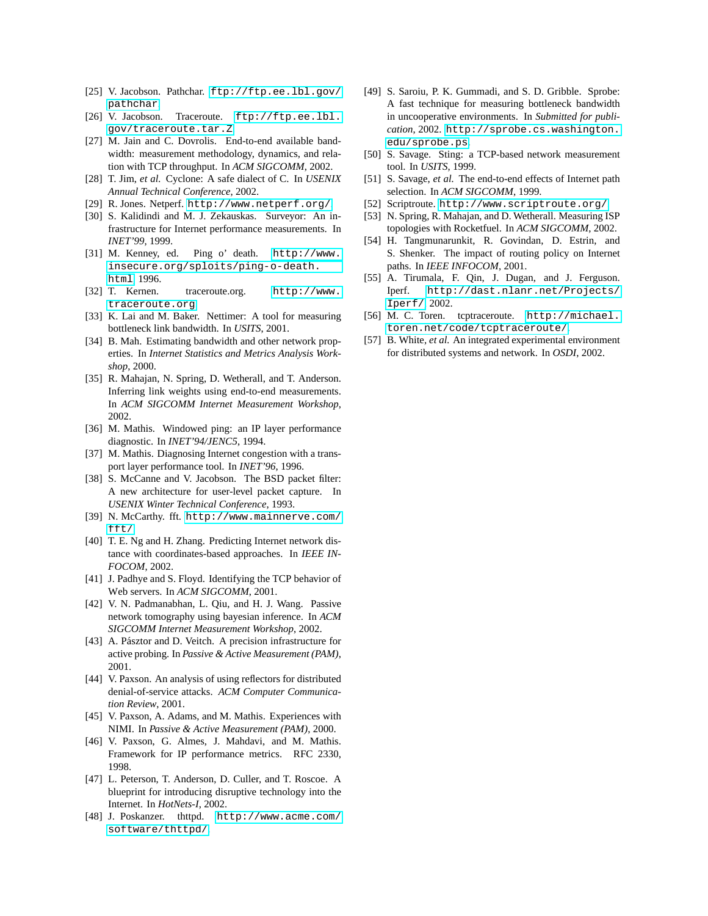[25] V. Jacobson. Pathchar. ftp://ftp.ee.lbl.gov/pathchar.

[26] V. Jacobson. Traceroute. ftp://ftp.ee.lbl.gov/traceroute.tar.Z.

[27] M. Jain and C. Dovrolis. End-to-end available bandwidth: measurement methodology, dynamics, and relation with TCP throughput. In *ACM SIGCOMM*, 2002.

[28] T. Jim, *et al.* Cyclone: A safe dialect of C. In *USENIX Annual Technical Conference*, 2002.

[29] R. Jones. Netperf. http://www.netperf.org/.

[30] S. Kalidindi and M. J. Zekauskas. Surveyor: An infrastructure for Internet performance measurements. In *INET'99*, 1999.

[31] M. Kenney, ed. Ping o' death. http://www.insecure.org/sploits/ping-o-death.html, 1996.

[32] T. Kernen. traceroute.org. http://www.traceroute.org.

[33] K. Lai and M. Baker. Nettimer: A tool for measuring bottleneck link bandwidth. In *USITS*, 2001.

[34] B. Mah. Estimating bandwidth and other network properties. In *Internet Statistics and Metrics Analysis Workshop*, 2000.

[35] R. Mahajan, N. Spring, D. Wetherall, and T. Anderson. Inferring link weights using end-to-end measurements. In *ACM SIGCOMM Internet Measurement Workshop*, 2002.

[36] M. Mathis. Windowed ping: an IP layer performance diagnostic. In *INET'94/JENC5*, 1994.

[37] M. Mathis. Diagnosing Internet congestion with a transport layer performance tool. In *INET'96*, 1996.

[38] S. McCanne and V. Jacobson. The BSD packet filter: A new architecture for user-level packet capture. In *USENIX Winter Technical Conference*, 1993.

[39] N. McCarthy. fft. http://www.mainnerve.com/fft/.

[40] T. E. Ng and H. Zhang. Predicting Internet network distance with coordinates-based approaches. In *IEEE INFOCOM*, 2002.

[41] J. Padhye and S. Floyd. Identifying the TCP behavior of Web servers. In *ACM SIGCOMM*, 2001.

[42] V. N. Padmanabhan, L. Qiu, and H. J. Wang. Passive network tomography using bayesian inference. In *ACM SIGCOMM Internet Measurement Workshop*, 2002.

[43] A. Pásztor and D. Veitch. A precision infrastructure for active probing. In *Passive & Active Measurement (PAM)*, 2001.

[44] V. Paxson. An analysis of using reflectors for distributed denial-of-service attacks. *ACM Computer Communication Review*, 2001.

[45] V. Paxson, A. Adams, and M. Mathis. Experiences with NIMI. In *Passive & Active Measurement (PAM)*, 2000.

[46] V. Paxson, G. Almes, J. Mahdavi, and M. Mathis. Framework for IP performance metrics. RFC 2330, 1998.

[47] L. Peterson, T. Anderson, D. Culler, and T. Roscoe. A blueprint for introducing disruptive technology into the Internet. In *HotNets-I*, 2002.

[48] J. Poskanzer. thttpd. http://www.acme.com/software/thttpd/.

[49] S. Saroiu, P. K. Gummadi, and S. D. Gribble. Sprobe: A fast technique for measuring bottleneck bandwidth in uncooperative environments. In *Submitted for publication*, 2002. http://sprobe.cs.washington.edu/sprobe.ps.

[50] S. Savage. Sting: a TCP-based network measurement tool. In *USITS*, 1999.

[51] S. Savage, *et al.* The end-to-end effects of Internet path selection. In *ACM SIGCOMM*, 1999.

[52] Scriptroute. http://www.scriptroute.org/.

[53] N. Spring, R. Mahajan, and D. Wetherall. Measuring ISP topologies with Rocketfuel. In *ACM SIGCOMM*, 2002.

[54] H. Tangmunarunkit, R. Govindan, D. Estrin, and S. Shenker. The impact of routing policy on Internet paths. In *IEEE INFOCOM*, 2001.

[55] A. Tirumala, F. Qin, J. Dugan, and J. Ferguson. Iperf. http://dast.nlanr.net/Projects/Iperf/, 2002.

[56] M. C. Toren. tcptraceroute. http://michael.toren.net/code/tcptraceroute/.

[57] B. White, *et al.* An integrated experimental environment for distributed systems and network. In *OSDI*, 2002.